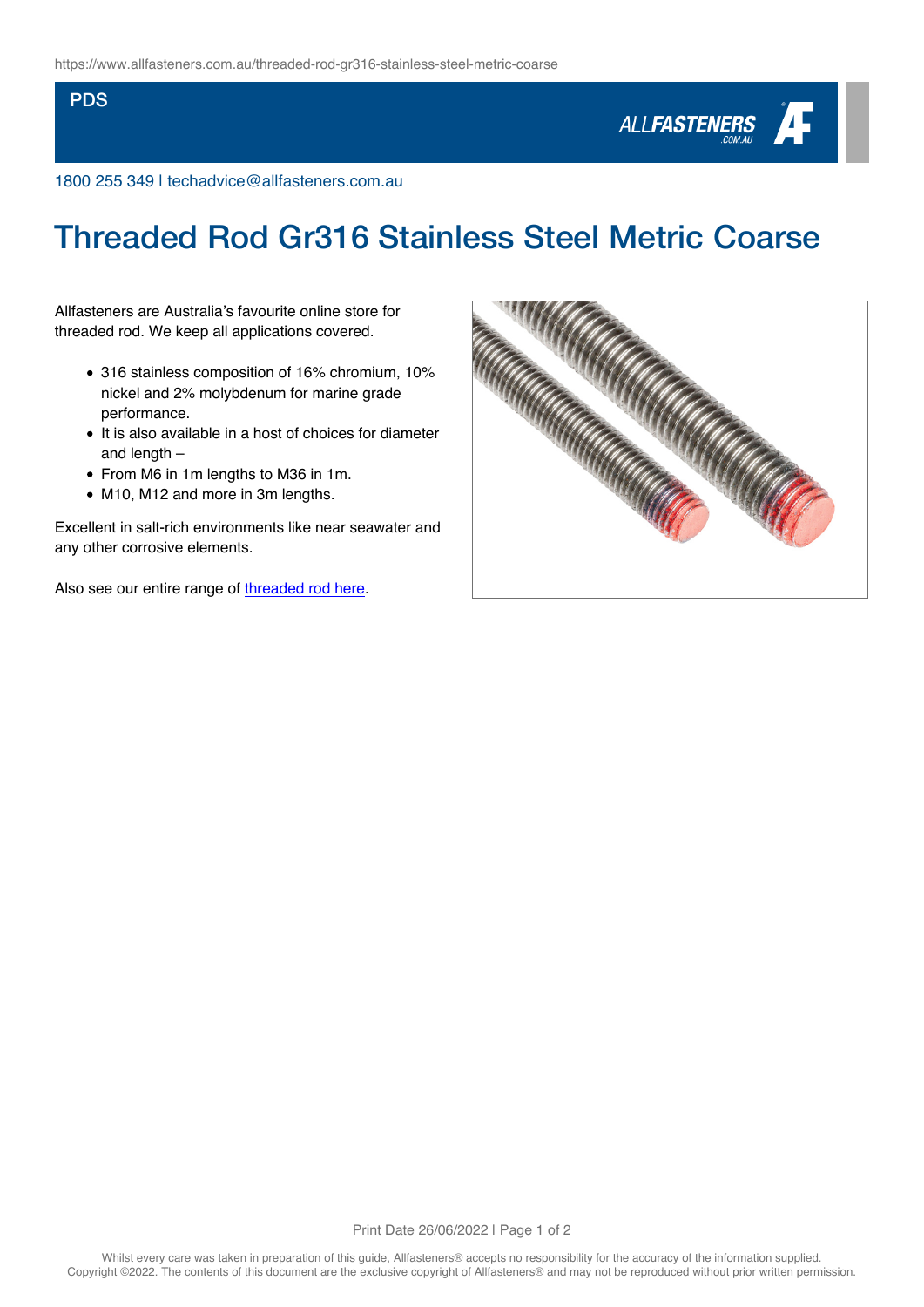PDS

1800 255 349 | techadvice@allfasteners.com.au

# Threaded Rod Gr316 Stainless Steel Metric Coarse

Allfasteners are Australia's favourite online store for threaded rod. We keep all applications covered.

- 316 stainless composition of 16% chromium, 10% nickel and 2% molybdenum for marine grade performance.
- It is also available in a host of choices for diameter and length –
- From M6 in 1m lengths to M36 in 1m.
- M10, M12 and more in 3m lengths.

Excellent in salt-rich environments like near seawater and any other corrosive elements.

Also see our entire range of [threaded rod here](https://www.allfasteners.com.au).

Print Date 26/06/2022

Whilst every care was taken in preparation of this guide, Allfasteners® accepts no responsibility for the accuracy of the information supplied. Copyright ©2022. The contents of this document are the exclusive copyright of Allfasteners® and may not be reproduced without prior written permission.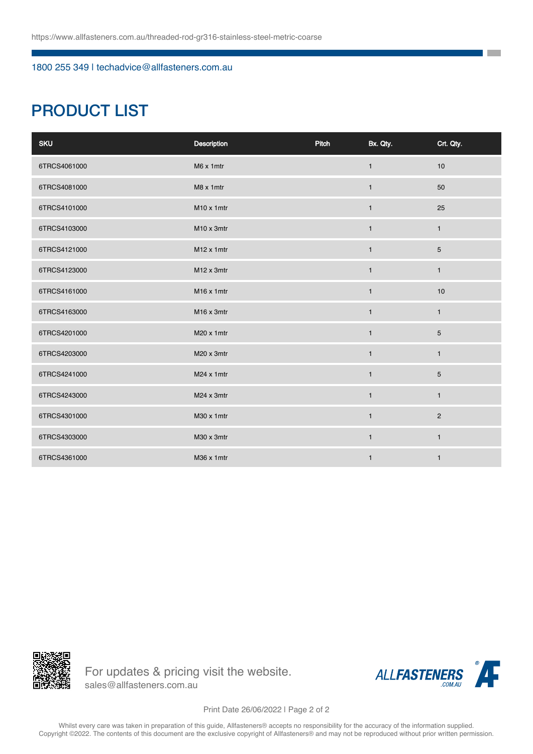https://www.allfasteners.com.au/threaded-rod-gr316-stainless-steel-metric-coarse

1800 255 349 | techadvice@allfasteners.com.au

# PRODUCT LIST

| SKU | Description | Pitch | Bx. Qty. | Crt. Qty. |
|---|---|---|---|---|
| 6TRCS4061000 | M6 x 1mtr | | 1 | 10 |
| 6TRCS4081000 | M8 x 1mtr | | 1 | 50 |
| 6TRCS4101000 | M10 x 1mtr | | 1 | 25 |
| 6TRCS4103000 | M10 x 3mtr | | 1 | 1 |
| 6TRCS4121000 | M12 x 1mtr | | 1 | 5 |
| 6TRCS4123000 | M12 x 3mtr | | 1 | 1 |
| 6TRCS4161000 | M16 x 1mtr | | 1 | 10 |
| 6TRCS4163000 | M16 x 3mtr | | 1 | 1 |
| 6TRCS4201000 | M20 x 1mtr | | 1 | 5 |
| 6TRCS4203000 | M20 x 3mtr | | 1 | 1 |
| 6TRCS4241000 | M24 x 1mtr | | 1 | 5 |
| 6TRCS4243000 | M24 x 3mtr | | 1 | 1 |
| 6TRCS4301000 | M30 x 1mtr | | 1 | 2 |
| 6TRCS4303000 | M30 x 3mtr | | 1 | 1 |
| 6TRCS4361000 | M36 x 1mtr | | 1 | 1 |

For updates & pricing visit the website.
sales@allfasteners.com.au

Print Date 26/06/2022

Whilst every care was taken in preparation of this guide, Allfasteners® accepts no responsibility for the accuracy of the information supplied. Copyright ©2022. The contents of this document are the exclusive copyright of Allfasteners® and may not be reproduced without prior written permission.